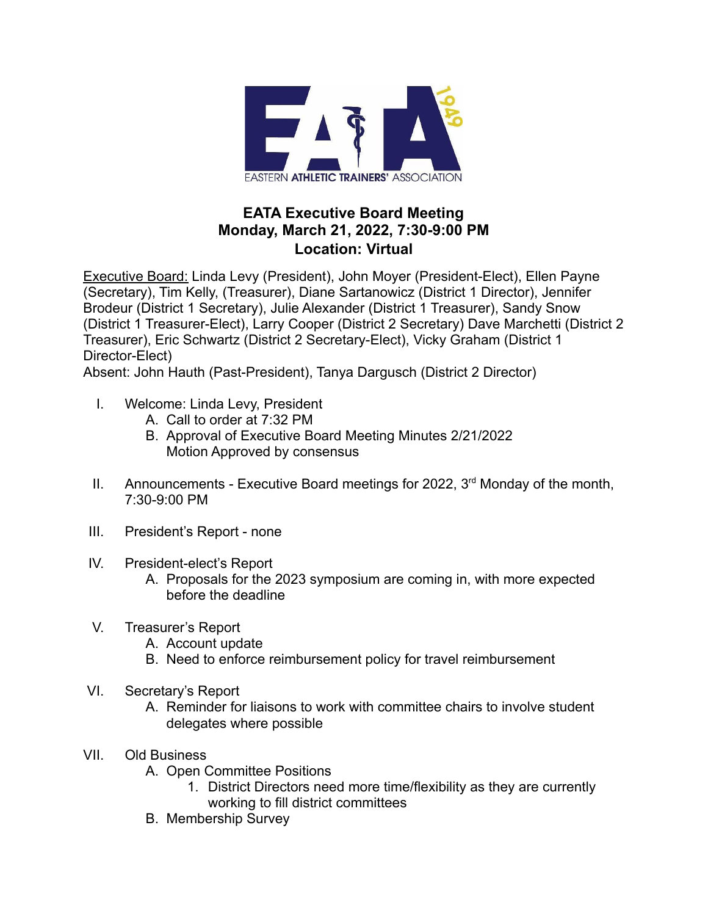# EATA Executive Board Meeting
## Monday, March 21, 2022, 7:30-9:00 PM
## Location: Virtual

Executive Board: Linda Levy (President), John Moyer (President-Elect), Ellen Payne (Secretary), Tim Kelly, (Treasurer), Diane Sartanowicz (District 1 Director), Jennifer Brodeur (District 1 Secretary), Julie Alexander (District 1 Treasurer), Sandy Snow (District 1 Treasurer-Elect), Larry Cooper (District 2 Secretary) Dave Marchetti (District 2 Treasurer), Eric Schwartz (District 2 Secretary-Elect), Vicky Graham (District 1 Director-Elect)
Absent: John Hauth (Past-President), Tanya Dargusch (District 2 Director)

I. Welcome: Linda Levy, President
   A. Call to order at 7:32 PM
   B. Approval of Executive Board Meeting Minutes 2/21/2022
      Motion Approved by consensus

II. Announcements - Executive Board meetings for 2022, 3rd Monday of the month, 7:30-9:00 PM

III. President's Report - none

IV. President-elect's Report
   A. Proposals for the 2023 symposium are coming in, with more expected before the deadline

V. Treasurer's Report
   A. Account update
   B. Need to enforce reimbursement policy for travel reimbursement

VI. Secretary's Report
   A. Reminder for liaisons to work with committee chairs to involve student delegates where possible

VII. Old Business
   A. Open Committee Positions
      1. District Directors need more time/flexibility as they are currently working to fill district committees
   B. Membership Survey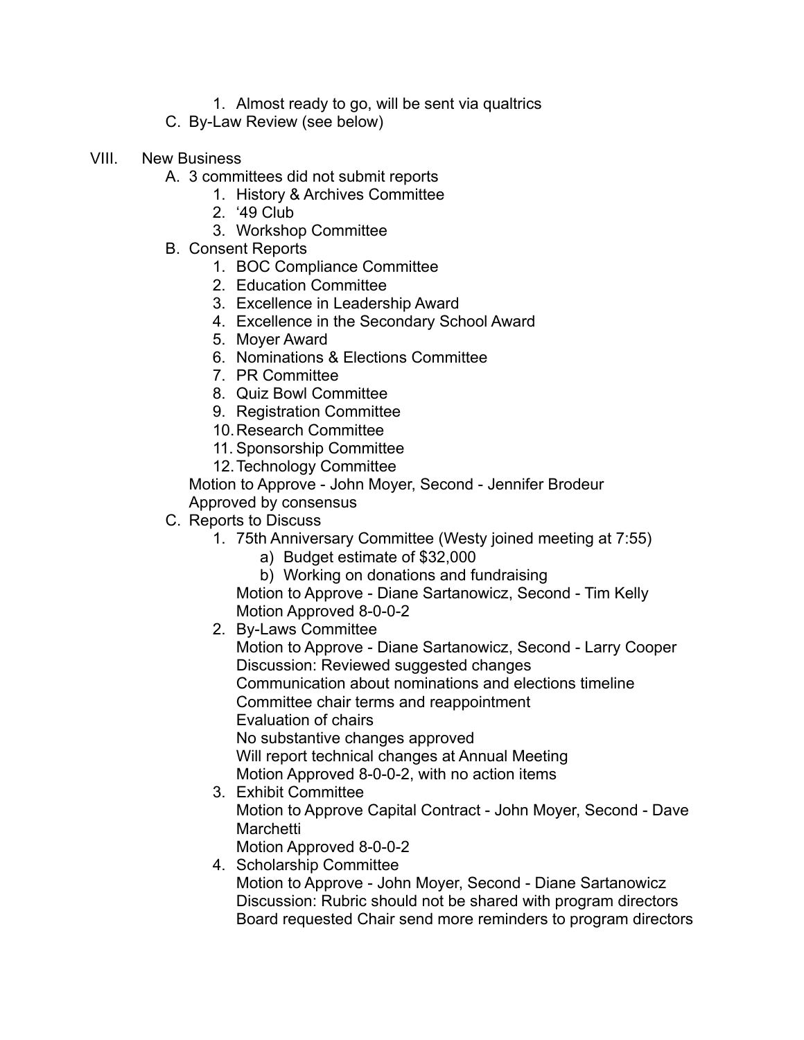1. Almost ready to go, will be sent via qualtrics
    C. By-Law Review (see below)

VIII. New Business

  A. 3 committees did not submit reports
      1. History & Archives Committee
      2. ‘49 Club
      3. Workshop Committee
  B. Consent Reports
      1. BOC Compliance Committee
      2. Education Committee
      3. Excellence in Leadership Award
      4. Excellence in the Secondary School Award
      5. Moyer Award
      6. Nominations & Elections Committee
      7. PR Committee
      8. Quiz Bowl Committee
      9. Registration Committee
      10. Research Committee
      11. Sponsorship Committee
      12. Technology Committee

      Motion to Approve - John Moyer, Second - Jennifer Brodeur
      Approved by consensus
  C. Reports to Discuss
      1. 75th Anniversary Committee (Westy joined meeting at 7:55)
          a) Budget estimate of $32,000
          b) Working on donations and fundraising

          Motion to Approve - Diane Sartanowicz, Second - Tim Kelly
          Motion Approved 8-0-0-2
      2. By-Laws Committee

          Motion to Approve - Diane Sartanowicz, Second - Larry Cooper
          Discussion: Reviewed suggested changes
          Communication about nominations and elections timeline
          Committee chair terms and reappointment
          Evaluation of chairs
          No substantive changes approved
          Will report technical changes at Annual Meeting
          Motion Approved 8-0-0-2, with no action items
      3. Exhibit Committee

          Motion to Approve Capital Contract - John Moyer, Second - Dave Marchetti
          Motion Approved 8-0-0-2
      4. Scholarship Committee

          Motion to Approve - John Moyer, Second - Diane Sartanowicz
          Discussion: Rubric should not be shared with program directors
          Board requested Chair send more reminders to program directors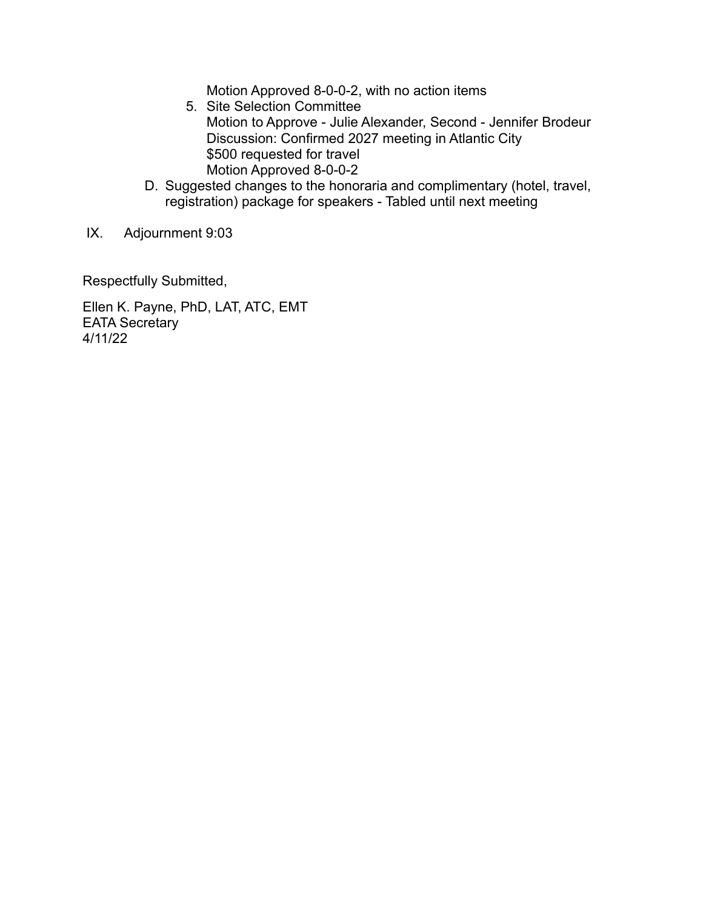Motion Approved 8-0-0-2, with no action items

5. Site Selection Committee
   Motion to Approve - Julie Alexander, Second - Jennifer Brodeur
   Discussion: Confirmed 2027 meeting in Atlantic City
   $500 requested for travel
   Motion Approved 8-0-0-2

D. Suggested changes to the honoraria and complimentary (hotel, travel, registration) package for speakers - Tabled until next meeting

IX. Adjournment 9:03

Respectfully Submitted,

Ellen K. Payne, PhD, LAT, ATC, EMT
EATA Secretary
4/11/22